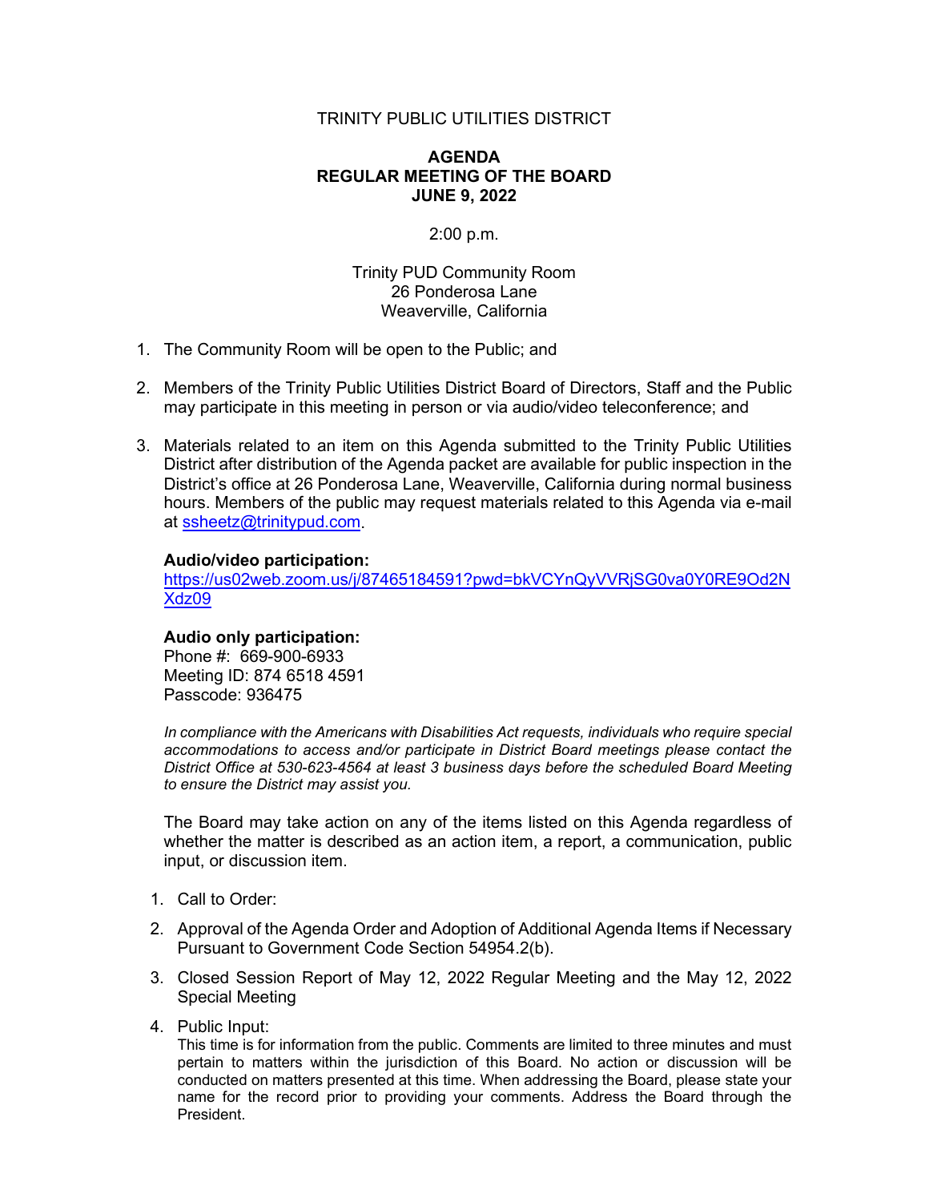TRINITY PUBLIC UTILITIES DISTRICT

# AGENDA
# REGULAR MEETING OF THE BOARD
# JUNE 9, 2022

2:00 p.m.

Trinity PUD Community Room
26 Ponderosa Lane
Weaverville, California

1. The Community Room will be open to the Public; and

2. Members of the Trinity Public Utilities District Board of Directors, Staff and the Public may participate in this meeting in person or via audio/video teleconference; and

3. Materials related to an item on this Agenda submitted to the Trinity Public Utilities District after distribution of the Agenda packet are available for public inspection in the District's office at 26 Ponderosa Lane, Weaverville, California during normal business hours. Members of the public may request materials related to this Agenda via e-mail at ssheetz@trinitypud.com.

**Audio/video participation:**
https://us02web.zoom.us/j/87465184591?pwd=bkVCYnQyVVRjSG0va0Y0RE9Od2NXdz09

**Audio only participation:**
Phone #: 669-900-6933
Meeting ID: 874 6518 4591
Passcode: 936475

*In compliance with the Americans with Disabilities Act requests, individuals who require special accommodations to access and/or participate in District Board meetings please contact the District Office at 530-623-4564 at least 3 business days before the scheduled Board Meeting to ensure the District may assist you.*

The Board may take action on any of the items listed on this Agenda regardless of whether the matter is described as an action item, a report, a communication, public input, or discussion item.

1. Call to Order:

2. Approval of the Agenda Order and Adoption of Additional Agenda Items if Necessary Pursuant to Government Code Section 54954.2(b).

3. Closed Session Report of May 12, 2022 Regular Meeting and the May 12, 2022 Special Meeting

4. Public Input:
   This time is for information from the public. Comments are limited to three minutes and must pertain to matters within the jurisdiction of this Board. No action or discussion will be conducted on matters presented at this time. When addressing the Board, please state your name for the record prior to providing your comments. Address the Board through the President.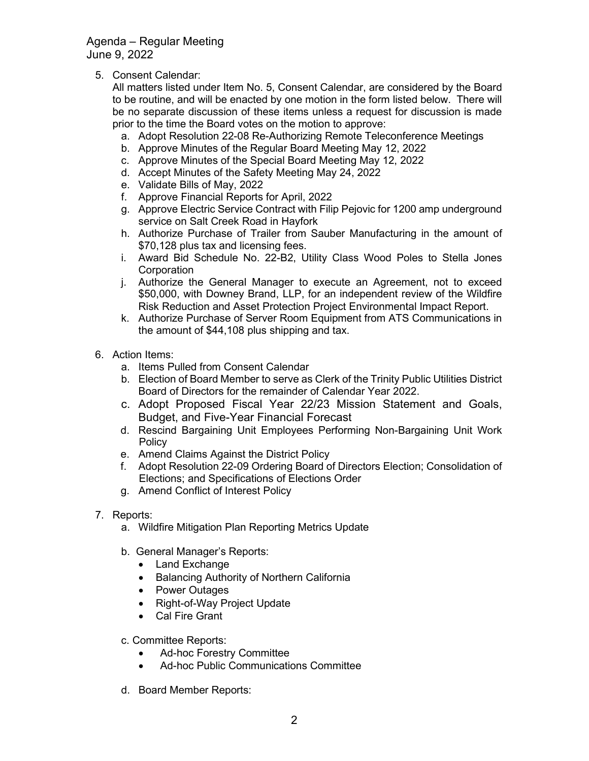5. Consent Calendar:

   All matters listed under Item No. 5, Consent Calendar, are considered by the Board to be routine, and will be enacted by one motion in the form listed below. There will be no separate discussion of these items unless a request for discussion is made prior to the time the Board votes on the motion to approve:

   a. Adopt Resolution 22-08 Re-Authorizing Remote Teleconference Meetings
   b. Approve Minutes of the Regular Board Meeting May 12, 2022
   c. Approve Minutes of the Special Board Meeting May 12, 2022
   d. Accept Minutes of the Safety Meeting May 24, 2022
   e. Validate Bills of May, 2022
   f. Approve Financial Reports for April, 2022
   g. Approve Electric Service Contract with Filip Pejovic for 1200 amp underground service on Salt Creek Road in Hayfork
   h. Authorize Purchase of Trailer from Sauber Manufacturing in the amount of $70,128 plus tax and licensing fees.
   i. Award Bid Schedule No. 22-B2, Utility Class Wood Poles to Stella Jones Corporation
   j. Authorize the General Manager to execute an Agreement, not to exceed $50,000, with Downey Brand, LLP, for an independent review of the Wildfire Risk Reduction and Asset Protection Project Environmental Impact Report.
   k. Authorize Purchase of Server Room Equipment from ATS Communications in the amount of $44,108 plus shipping and tax.

6. Action Items:
   a. Items Pulled from Consent Calendar
   b. Election of Board Member to serve as Clerk of the Trinity Public Utilities District Board of Directors for the remainder of Calendar Year 2022.
   c. Adopt Proposed Fiscal Year 22/23 Mission Statement and Goals, Budget, and Five-Year Financial Forecast
   d. Rescind Bargaining Unit Employees Performing Non-Bargaining Unit Work Policy
   e. Amend Claims Against the District Policy
   f. Adopt Resolution 22-09 Ordering Board of Directors Election; Consolidation of Elections; and Specifications of Elections Order
   g. Amend Conflict of Interest Policy

7. Reports:
   a. Wildfire Mitigation Plan Reporting Metrics Update

   b. General Manager's Reports:
      - Land Exchange
      - Balancing Authority of Northern California
      - Power Outages
      - Right-of-Way Project Update
      - Cal Fire Grant

   c. Committee Reports:
      - Ad-hoc Forestry Committee
      - Ad-hoc Public Communications Committee

   d. Board Member Reports: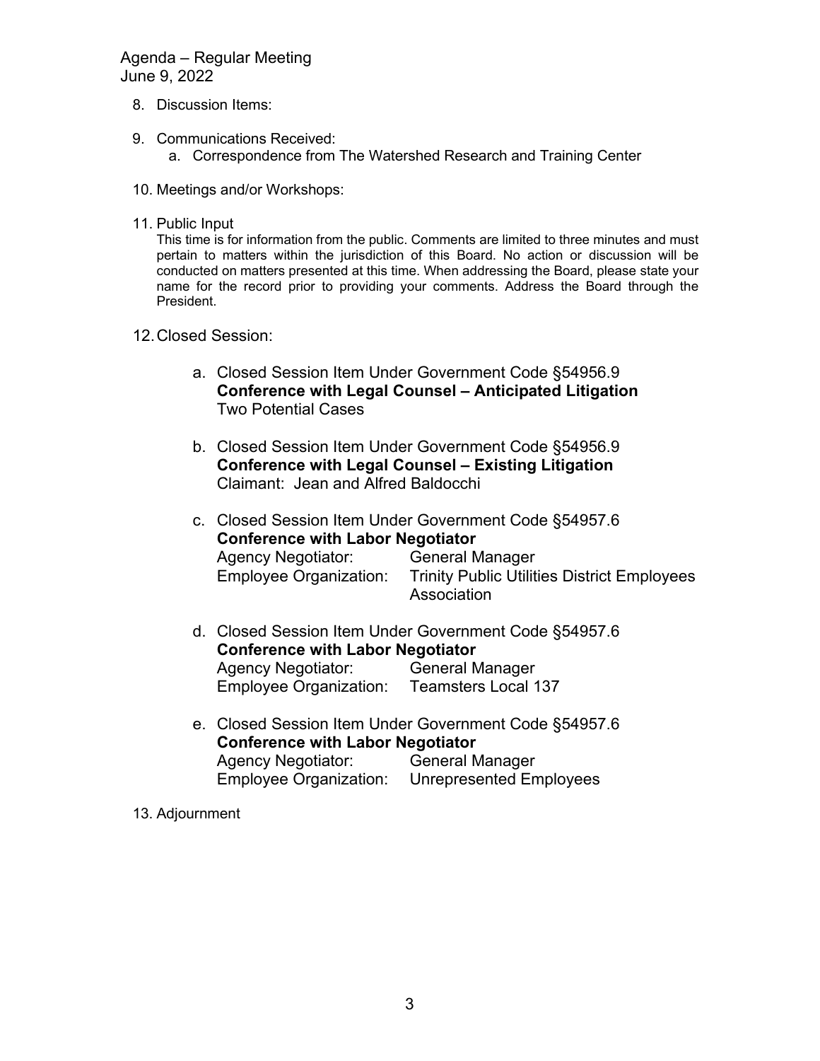8. Discussion Items:

9. Communications Received:
   a. Correspondence from The Watershed Research and Training Center

10. Meetings and/or Workshops:

11. Public Input
    This time is for information from the public. Comments are limited to three minutes and must pertain to matters within the jurisdiction of this Board. No action or discussion will be conducted on matters presented at this time. When addressing the Board, please state your name for the record prior to providing your comments. Address the Board through the President.

12. Closed Session:

    a. Closed Session Item Under Government Code §54956.9
       **Conference with Legal Counsel – Anticipated Litigation**
       Two Potential Cases

    b. Closed Session Item Under Government Code §54956.9
       **Conference with Legal Counsel – Existing Litigation**
       Claimant: Jean and Alfred Baldocchi

    c. Closed Session Item Under Government Code §54957.6
       **Conference with Labor Negotiator**
       Agency Negotiator: General Manager
       Employee Organization: Trinity Public Utilities District Employees Association

    d. Closed Session Item Under Government Code §54957.6
       **Conference with Labor Negotiator**
       Agency Negotiator: General Manager
       Employee Organization: Teamsters Local 137

    e. Closed Session Item Under Government Code §54957.6
       **Conference with Labor Negotiator**
       Agency Negotiator: General Manager
       Employee Organization: Unrepresented Employees

13. Adjournment